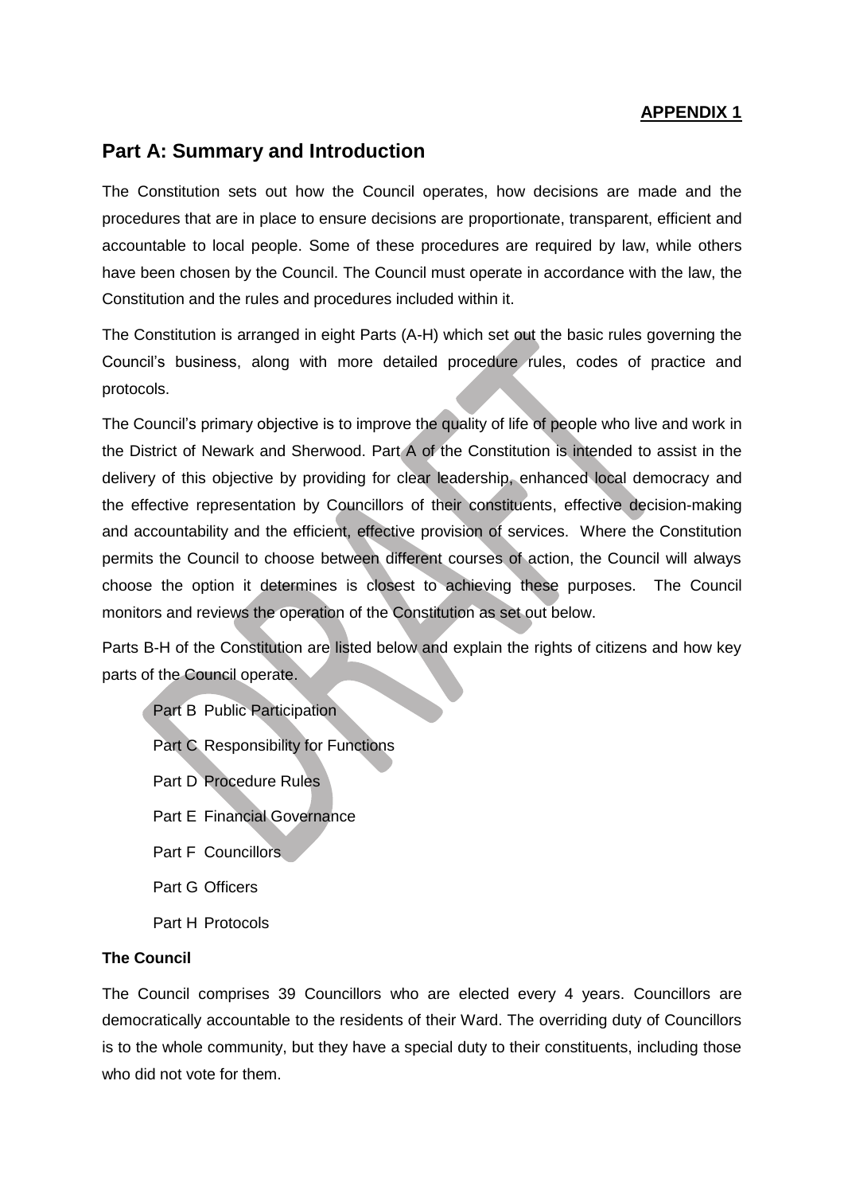**APPENDIX 1**

## Part A: Summary and Introduction

The Constitution sets out how the Council operates, how decisions are made and the procedures that are in place to ensure decisions are proportionate, transparent, efficient and accountable to local people. Some of these procedures are required by law, while others have been chosen by the Council. The Council must operate in accordance with the law, the Constitution and the rules and procedures included within it.

The Constitution is arranged in eight Parts (A-H) which set out the basic rules governing the Council's business, along with more detailed procedure rules, codes of practice and protocols.

The Council's primary objective is to improve the quality of life of people who live and work in the District of Newark and Sherwood. Part A of the Constitution is intended to assist in the delivery of this objective by providing for clear leadership, enhanced local democracy and the effective representation by Councillors of their constituents, effective decision-making and accountability and the efficient, effective provision of services. Where the Constitution permits the Council to choose between different courses of action, the Council will always choose the option it determines is closest to achieving these purposes. The Council monitors and reviews the operation of the Constitution as set out below.

Parts B-H of the Constitution are listed below and explain the rights of citizens and how key parts of the Council operate.

- Part B Public Participation
- Part C Responsibility for Functions
- Part D Procedure Rules
- Part E Financial Governance
- Part F Councillors
- Part G Officers
- Part H Protocols

**The Council**

The Council comprises 39 Councillors who are elected every 4 years. Councillors are democratically accountable to the residents of their Ward. The overriding duty of Councillors is to the whole community, but they have a special duty to their constituents, including those who did not vote for them.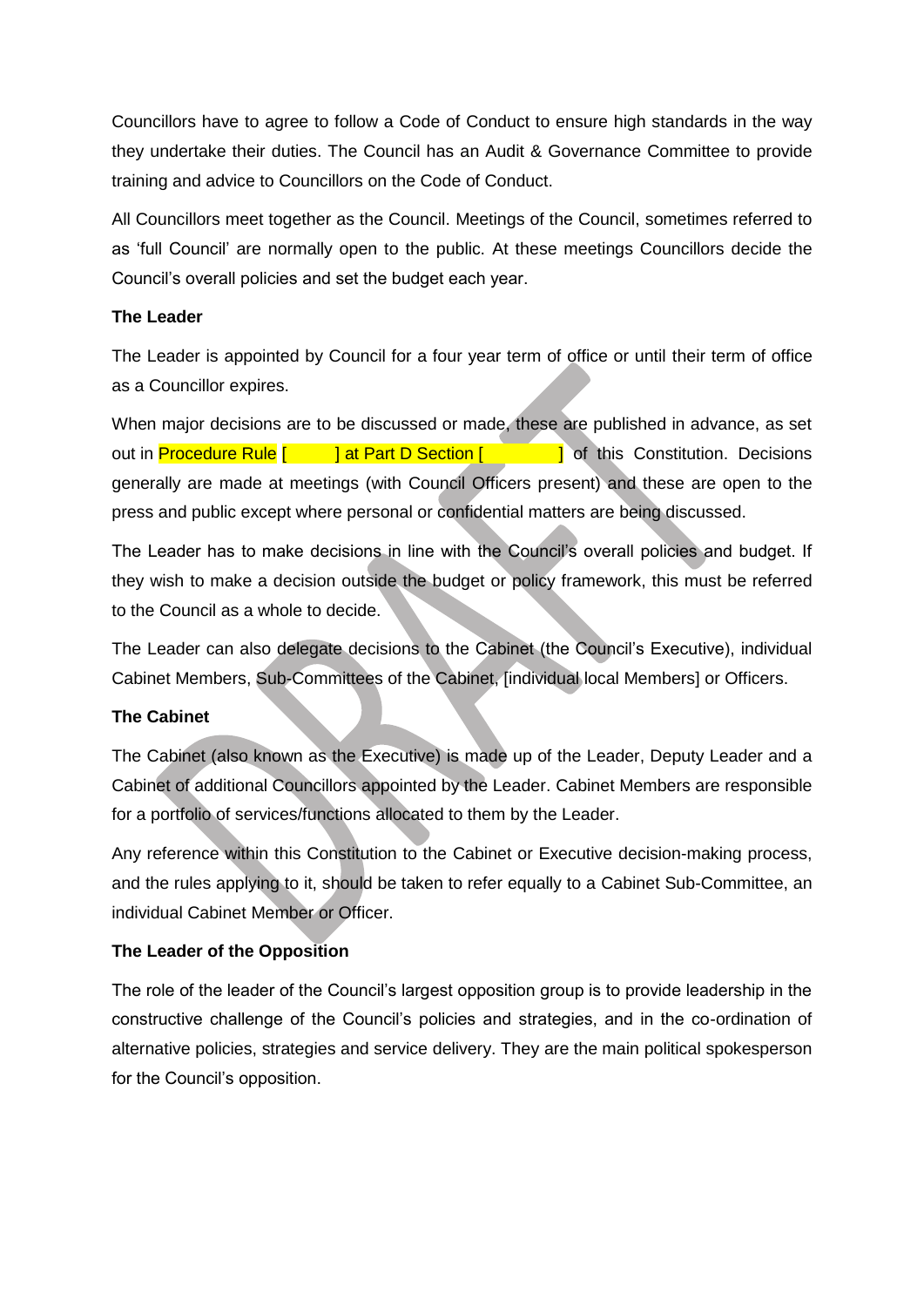Councillors have to agree to follow a Code of Conduct to ensure high standards in the way they undertake their duties. The Council has an Audit & Governance Committee to provide training and advice to Councillors on the Code of Conduct.

All Councillors meet together as the Council. Meetings of the Council, sometimes referred to as 'full Council' are normally open to the public. At these meetings Councillors decide the Council's overall policies and set the budget each year.

**The Leader**

The Leader is appointed by Council for a four year term of office or until their term of office as a Councillor expires.

When major decisions are to be discussed or made, these are published in advance, as set out in Procedure Rule [        ] at Part D Section [          ] of this Constitution. Decisions generally are made at meetings (with Council Officers present) and these are open to the press and public except where personal or confidential matters are being discussed.

The Leader has to make decisions in line with the Council's overall policies and budget. If they wish to make a decision outside the budget or policy framework, this must be referred to the Council as a whole to decide.

The Leader can also delegate decisions to the Cabinet (the Council's Executive), individual Cabinet Members, Sub-Committees of the Cabinet, [individual local Members] or Officers.

**The Cabinet**

The Cabinet (also known as the Executive) is made up of the Leader, Deputy Leader and a Cabinet of additional Councillors appointed by the Leader. Cabinet Members are responsible for a portfolio of services/functions allocated to them by the Leader.

Any reference within this Constitution to the Cabinet or Executive decision-making process, and the rules applying to it, should be taken to refer equally to a Cabinet Sub-Committee, an individual Cabinet Member or Officer.

**The Leader of the Opposition**

The role of the leader of the Council's largest opposition group is to provide leadership in the constructive challenge of the Council's policies and strategies, and in the co-ordination of alternative policies, strategies and service delivery. They are the main political spokesperson for the Council's opposition.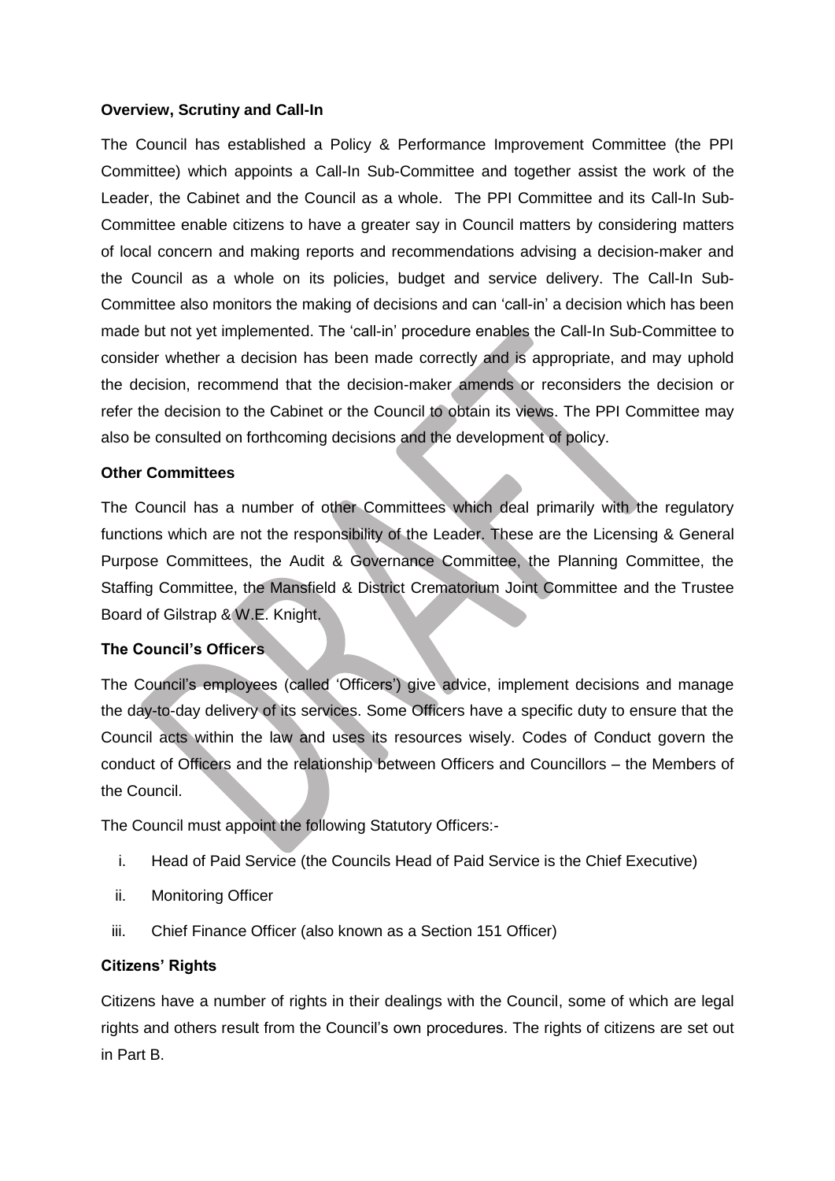**Overview, Scrutiny and Call-In**

The Council has established a Policy & Performance Improvement Committee (the PPI Committee) which appoints a Call-In Sub-Committee and together assist the work of the Leader, the Cabinet and the Council as a whole. The PPI Committee and its Call-In Sub-Committee enable citizens to have a greater say in Council matters by considering matters of local concern and making reports and recommendations advising a decision-maker and the Council as a whole on its policies, budget and service delivery. The Call-In Sub-Committee also monitors the making of decisions and can 'call-in' a decision which has been made but not yet implemented. The 'call-in' procedure enables the Call-In Sub-Committee to consider whether a decision has been made correctly and is appropriate, and may uphold the decision, recommend that the decision-maker amends or reconsiders the decision or refer the decision to the Cabinet or the Council to obtain its views. The PPI Committee may also be consulted on forthcoming decisions and the development of policy.

**Other Committees**

The Council has a number of other Committees which deal primarily with the regulatory functions which are not the responsibility of the Leader. These are the Licensing & General Purpose Committees, the Audit & Governance Committee, the Planning Committee, the Staffing Committee, the Mansfield & District Crematorium Joint Committee and the Trustee Board of Gilstrap & W.E. Knight.

**The Council's Officers**

The Council's employees (called 'Officers') give advice, implement decisions and manage the day-to-day delivery of its services. Some Officers have a specific duty to ensure that the Council acts within the law and uses its resources wisely. Codes of Conduct govern the conduct of Officers and the relationship between Officers and Councillors – the Members of the Council.

The Council must appoint the following Statutory Officers:-

i. Head of Paid Service (the Councils Head of Paid Service is the Chief Executive)

ii. Monitoring Officer

iii. Chief Finance Officer (also known as a Section 151 Officer)

**Citizens' Rights**

Citizens have a number of rights in their dealings with the Council, some of which are legal rights and others result from the Council's own procedures. The rights of citizens are set out in Part B.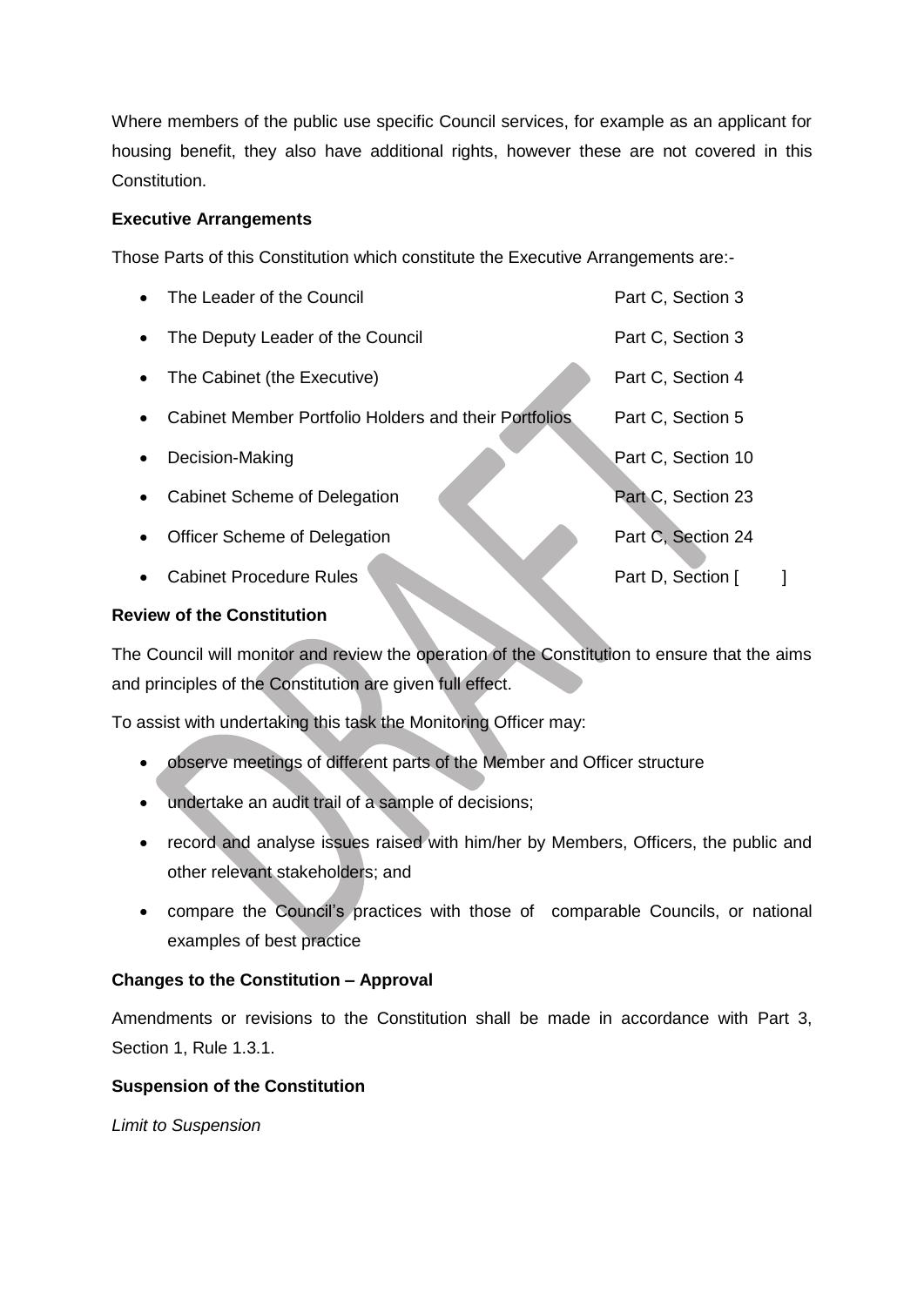Where members of the public use specific Council services, for example as an applicant for housing benefit, they also have additional rights, however these are not covered in this Constitution.

**Executive Arrangements**

Those Parts of this Constitution which constitute the Executive Arrangements are:-

| | |
|---|---|
| The Leader of the Council | Part C, Section 3 |
| The Deputy Leader of the Council | Part C, Section 3 |
| The Cabinet (the Executive) | Part C, Section 4 |
| Cabinet Member Portfolio Holders and their Portfolios | Part C, Section 5 |
| Decision-Making | Part C, Section 10 |
| Cabinet Scheme of Delegation | Part C, Section 23 |
| Officer Scheme of Delegation | Part C, Section 24 |
| Cabinet Procedure Rules | Part D, Section [ ] |

**Review of the Constitution**

The Council will monitor and review the operation of the Constitution to ensure that the aims and principles of the Constitution are given full effect.

To assist with undertaking this task the Monitoring Officer may:

- observe meetings of different parts of the Member and Officer structure
- undertake an audit trail of a sample of decisions;
- record and analyse issues raised with him/her by Members, Officers, the public and other relevant stakeholders; and
- compare the Council's practices with those of comparable Councils, or national examples of best practice

**Changes to the Constitution – Approval**

Amendments or revisions to the Constitution shall be made in accordance with Part 3, Section 1, Rule 1.3.1.

**Suspension of the Constitution**

*Limit to Suspension*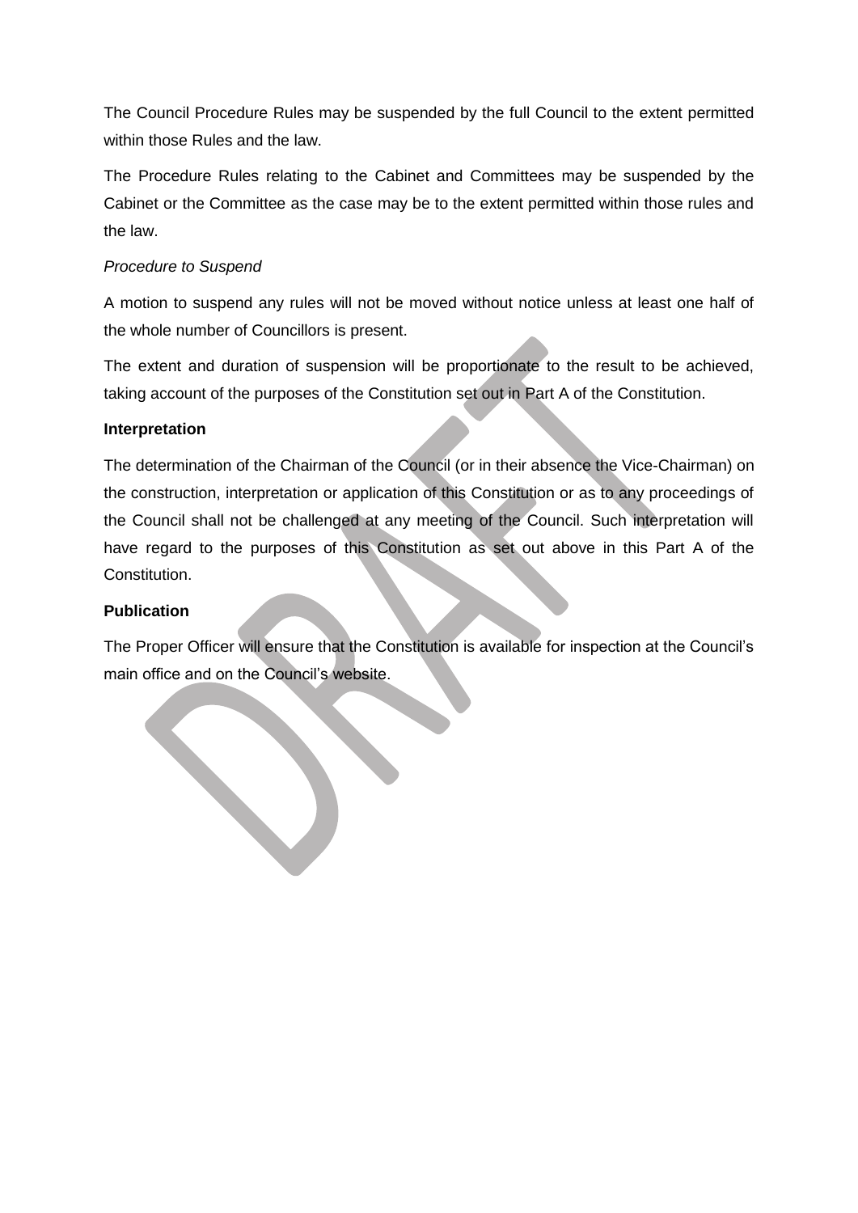The Council Procedure Rules may be suspended by the full Council to the extent permitted within those Rules and the law.

The Procedure Rules relating to the Cabinet and Committees may be suspended by the Cabinet or the Committee as the case may be to the extent permitted within those rules and the law.

*Procedure to Suspend*

A motion to suspend any rules will not be moved without notice unless at least one half of the whole number of Councillors is present.

The extent and duration of suspension will be proportionate to the result to be achieved, taking account of the purposes of the Constitution set out in Part A of the Constitution.

**Interpretation**

The determination of the Chairman of the Council (or in their absence the Vice-Chairman) on the construction, interpretation or application of this Constitution or as to any proceedings of the Council shall not be challenged at any meeting of the Council. Such interpretation will have regard to the purposes of this Constitution as set out above in this Part A of the Constitution.

**Publication**

The Proper Officer will ensure that the Constitution is available for inspection at the Council's main office and on the Council's website.